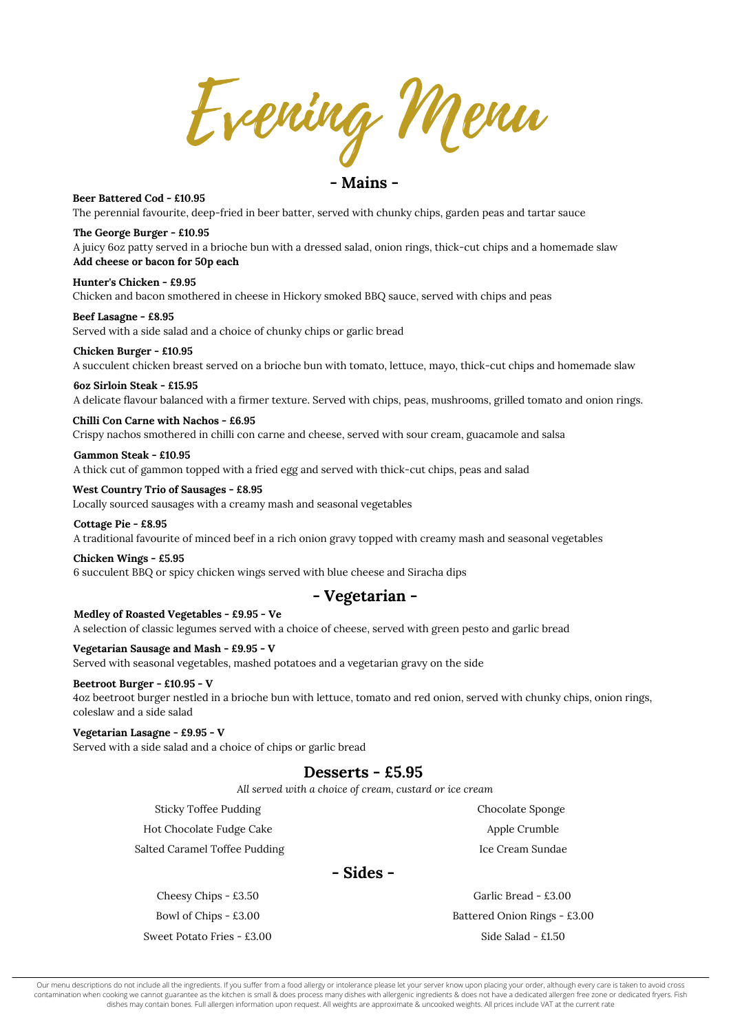# Evening Menu

## - Mains -

**Beer Battered Cod - £10.95**
The perennial favourite, deep-fried in beer batter, served with chunky chips, garden peas and tartar sauce

**The George Burger - £10.95**
A juicy 6oz patty served in a brioche bun with a dressed salad, onion rings, thick-cut chips and a homemade slaw
**Add cheese or bacon for 50p each**

**Hunter's Chicken - £9.95**
Chicken and bacon smothered in cheese in Hickory smoked BBQ sauce, served with chips and peas

**Beef Lasagne - £8.95**
Served with a side salad and a choice of chunky chips or garlic bread

**Chicken Burger - £10.95**
A succulent chicken breast served on a brioche bun with tomato, lettuce, mayo, thick-cut chips and homemade slaw

**6oz Sirloin Steak - £15.95**
A delicate flavour balanced with a firmer texture. Served with chips, peas, mushrooms, grilled tomato and onion rings.

**Chilli Con Carne with Nachos - £6.95**
Crispy nachos smothered in chilli con carne and cheese, served with sour cream, guacamole and salsa

**Gammon Steak - £10.95**
A thick cut of gammon topped with a fried egg and served with thick-cut chips, peas and salad

**West Country Trio of Sausages - £8.95**
Locally sourced sausages with a creamy mash and seasonal vegetables

**Cottage Pie - £8.95**
A traditional favourite of minced beef in a rich onion gravy topped with creamy mash and seasonal vegetables

**Chicken Wings - £5.95**
6 succulent BBQ or spicy chicken wings served with blue cheese and Siracha dips

## - Vegetarian -

**Medley of Roasted Vegetables - £9.95 - Ve**
A selection of classic legumes served with a choice of cheese, served with green pesto and garlic bread

**Vegetarian Sausage and Mash - £9.95 - V**
Served with seasonal vegetables, mashed potatoes and a vegetarian gravy on the side

**Beetroot Burger - £10.95 - V**
4oz beetroot burger nestled in a brioche bun with lettuce, tomato and red onion, served with chunky chips, onion rings, coleslaw and a side salad

**Vegetarian Lasagne - £9.95 - V**
Served with a side salad and a choice of chips or garlic bread

## Desserts - £5.95

*All served with a choice of cream, custard or ice cream*

Sticky Toffee Pudding
Hot Chocolate Fudge Cake
Salted Caramel Toffee Pudding
Chocolate Sponge
Apple Crumble
Ice Cream Sundae

## - Sides -

Cheesy Chips - £3.50
Bowl of Chips - £3.00
Sweet Potato Fries - £3.00
Garlic Bread - £3.00
Battered Onion Rings - £3.00
Side Salad - £1.50

Our menu descriptions do not include all the ingredients. If you suffer from a food allergy or intolerance please let your server know upon placing your order, although every care is taken to avoid cross contamination when cooking we cannot guarantee as the kitchen is small & does process many dishes with allergenic ingredients & does not have a dedicated allergen free zone or dedicated fryers. Fish dishes may contain bones. Full allergen information upon request. All weights are approximate & uncooked weights. All prices include VAT at the current rate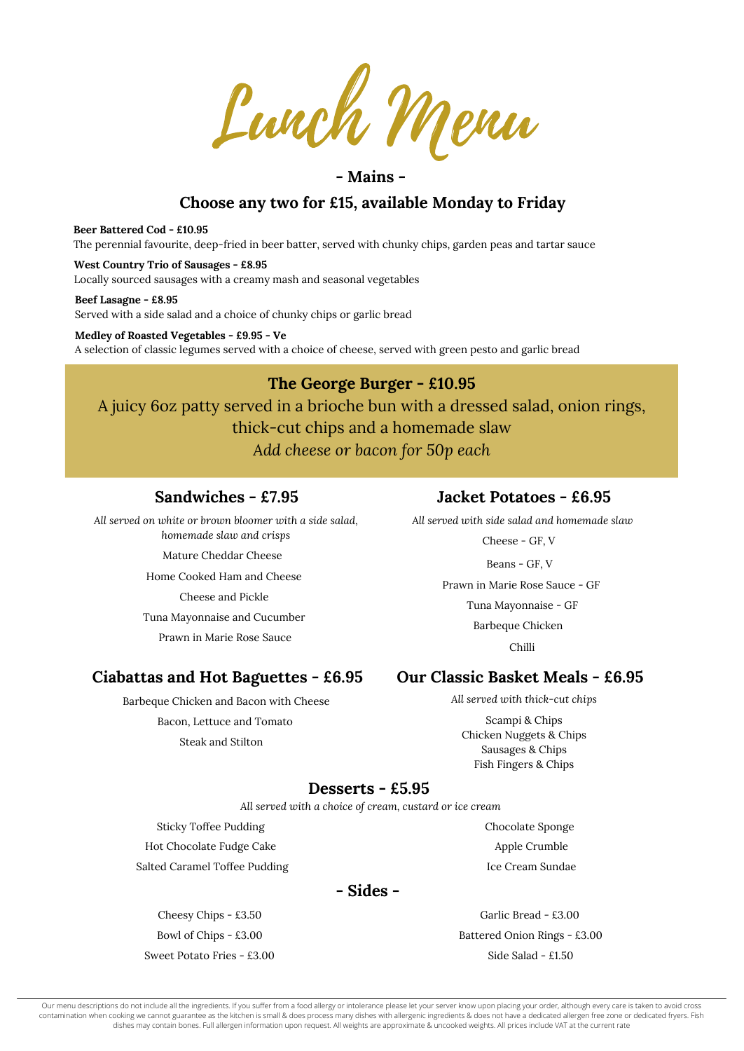# Lunch Menu

## - Mains -

### Choose any two for £15, available Monday to Friday

**Beer Battered Cod - £10.95**
The perennial favourite, deep-fried in beer batter, served with chunky chips, garden peas and tartar sauce

**West Country Trio of Sausages - £8.95**
Locally sourced sausages with a creamy mash and seasonal vegetables

**Beef Lasagne - £8.95**
Served with a side salad and a choice of chunky chips or garlic bread

**Medley of Roasted Vegetables - £9.95 - Ve**
A selection of classic legumes served with a choice of cheese, served with green pesto and garlic bread

### The George Burger - £10.95

A juicy 6oz patty served in a brioche bun with a dressed salad, onion rings, thick-cut chips and a homemade slaw

*Add cheese or bacon for 50p each*

## Sandwiches - £7.95

*All served on white or brown bloomer with a side salad, homemade slaw and crisps*

Mature Cheddar Cheese

Home Cooked Ham and Cheese

Cheese and Pickle

Tuna Mayonnaise and Cucumber

Prawn in Marie Rose Sauce

## Jacket Potatoes - £6.95

*All served with side salad and homemade slaw*

Cheese - GF, V

Beans - GF, V

Prawn in Marie Rose Sauce - GF

Tuna Mayonnaise - GF

Barbeque Chicken

Chilli

## Ciabattas and Hot Baguettes - £6.95

Barbeque Chicken and Bacon with Cheese

Bacon, Lettuce and Tomato

Steak and Stilton

## Our Classic Basket Meals - £6.95

*All served with thick-cut chips*

Scampi & Chips

Chicken Nuggets & Chips

Sausages & Chips

Fish Fingers & Chips

## Desserts - £5.95

*All served with a choice of cream, custard or ice cream*

Sticky Toffee Pudding

Hot Chocolate Fudge Cake

Salted Caramel Toffee Pudding

Chocolate Sponge

Apple Crumble

Ice Cream Sundae

## - Sides -

Cheesy Chips - £3.50

Bowl of Chips - £3.00

Sweet Potato Fries - £3.00

Garlic Bread - £3.00

Battered Onion Rings - £3.00

Side Salad - £1.50

Our menu descriptions do not include all the ingredients. If you suffer from a food allergy or intolerance please let your server know upon placing your order, although every care is taken to avoid cross contamination when cooking we cannot guarantee as the kitchen is small & does process many dishes with allergenic ingredients & does not have a dedicated allergen free zone or dedicated fryers. Fish dishes may contain bones. Full allergen information upon request. All weights are approximate & uncooked weights. All prices include VAT at the current rate